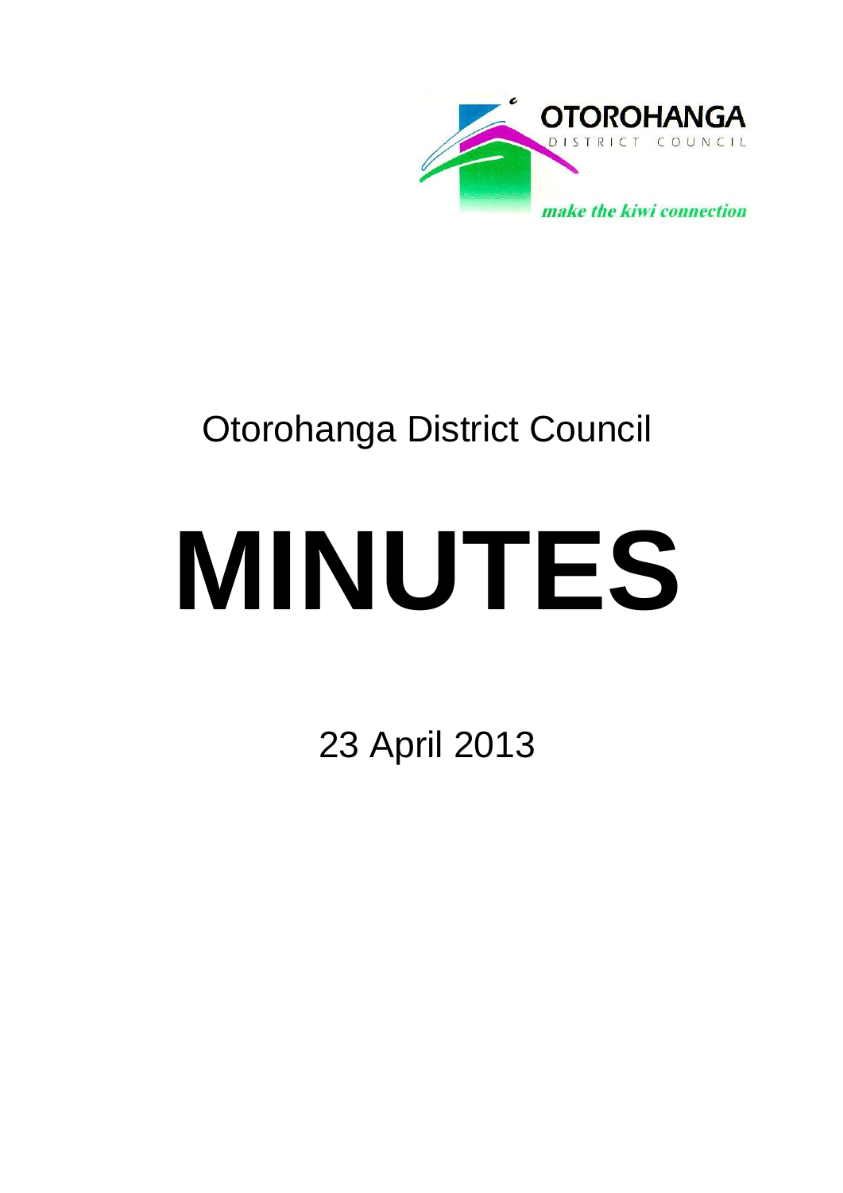OTOROHANGA
DISTRICT COUNCIL

*make the kiwi connection*

Otorohanga District Council

# MINUTES

23 April 2013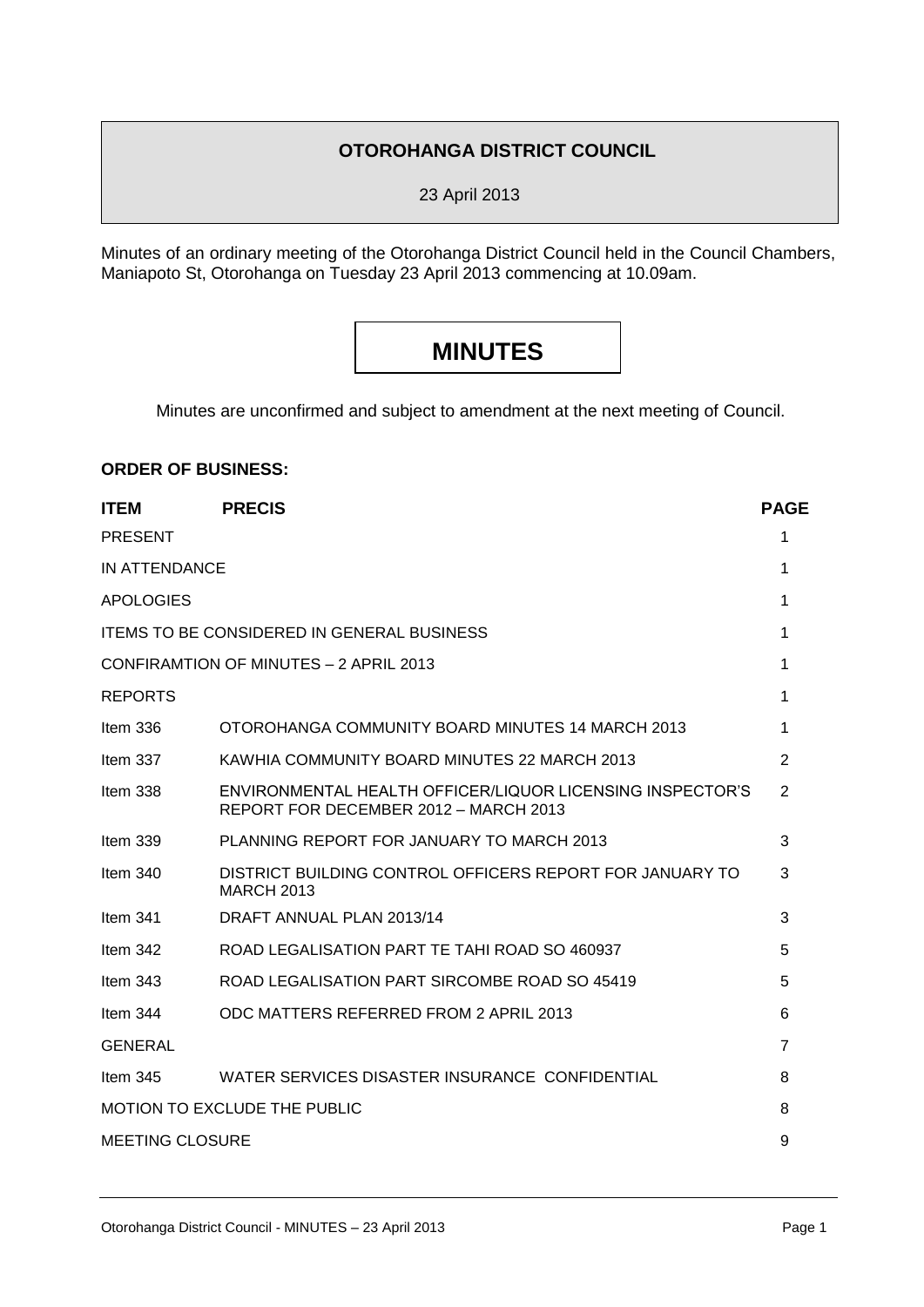**OTOROHANGA DISTRICT COUNCIL**

23 April 2013

Minutes of an ordinary meeting of the Otorohanga District Council held in the Council Chambers, Maniapoto St, Otorohanga on Tuesday 23 April 2013 commencing at 10.09am.

# MINUTES

Minutes are unconfirmed and subject to amendment at the next meeting of Council.

**ORDER OF BUSINESS:**

| ITEM | PRECIS | PAGE |
|---|---|---|
| PRESENT | | 1 |
| IN ATTENDANCE | | 1 |
| APOLOGIES | | 1 |
| ITEMS TO BE CONSIDERED IN GENERAL BUSINESS | | 1 |
| CONFIRAMTION OF MINUTES – 2 APRIL 2013 | | 1 |
| REPORTS | | 1 |
| Item 336 | OTOROHANGA COMMUNITY BOARD MINUTES 14 MARCH 2013 | 1 |
| Item 337 | KAWHIA COMMUNITY BOARD MINUTES 22 MARCH 2013 | 2 |
| Item 338 | ENVIRONMENTAL HEALTH OFFICER/LIQUOR LICENSING INSPECTOR'S REPORT FOR DECEMBER 2012 – MARCH 2013 | 2 |
| Item 339 | PLANNING REPORT FOR JANUARY TO MARCH 2013 | 3 |
| Item 340 | DISTRICT BUILDING CONTROL OFFICERS REPORT FOR JANUARY TO MARCH 2013 | 3 |
| Item 341 | DRAFT ANNUAL PLAN 2013/14 | 3 |
| Item 342 | ROAD LEGALISATION PART TE TAHI ROAD SO 460937 | 5 |
| Item 343 | ROAD LEGALISATION PART SIRCOMBE ROAD SO 45419 | 5 |
| Item 344 | ODC MATTERS REFERRED FROM 2 APRIL 2013 | 6 |
| GENERAL | | 7 |
| Item 345 | WATER SERVICES DISASTER INSURANCE CONFIDENTIAL | 8 |
| MOTION TO EXCLUDE THE PUBLIC | | 8 |
| MEETING CLOSURE | | 9 |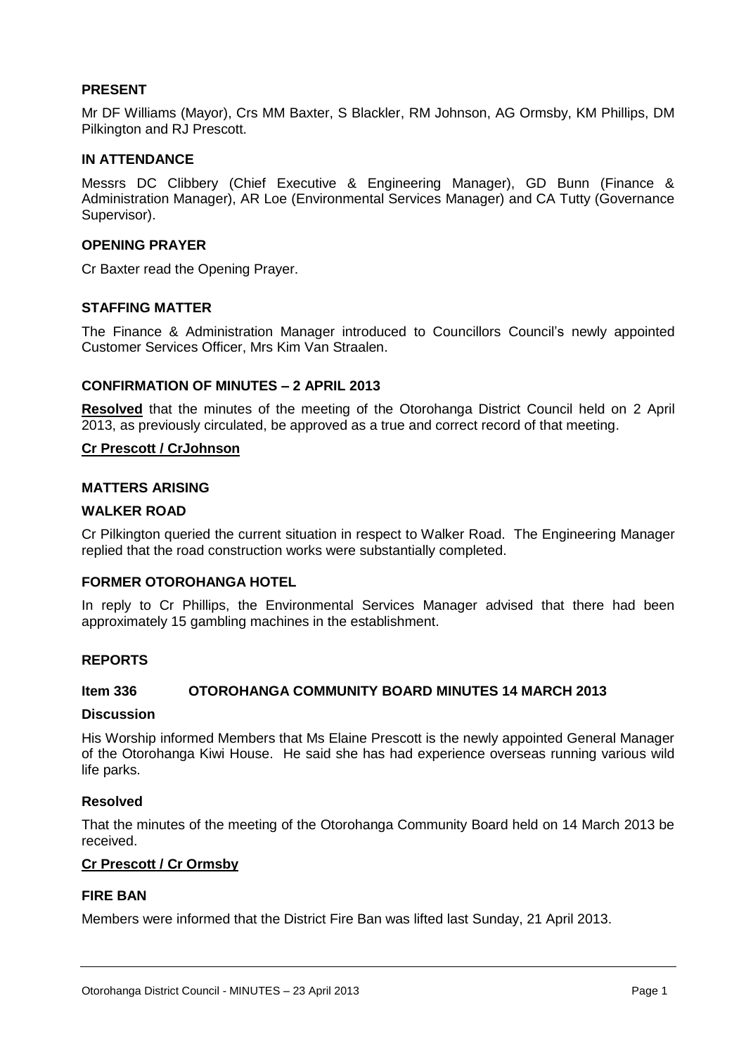## PRESENT

Mr DF Williams (Mayor), Crs MM Baxter, S Blackler, RM Johnson, AG Ormsby, KM Phillips, DM Pilkington and RJ Prescott.

## IN ATTENDANCE

Messrs DC Clibbery (Chief Executive & Engineering Manager), GD Bunn (Finance & Administration Manager), AR Loe (Environmental Services Manager) and CA Tutty (Governance Supervisor).

## OPENING PRAYER

Cr Baxter read the Opening Prayer.

## STAFFING MATTER

The Finance & Administration Manager introduced to Councillors Council's newly appointed Customer Services Officer, Mrs Kim Van Straalen.

## CONFIRMATION OF MINUTES – 2 APRIL 2013

**Resolved** that the minutes of the meeting of the Otorohanga District Council held on 2 April 2013, as previously circulated, be approved as a true and correct record of that meeting.

**Cr Prescott / CrJohnson**

## MATTERS ARISING

### WALKER ROAD

Cr Pilkington queried the current situation in respect to Walker Road. The Engineering Manager replied that the road construction works were substantially completed.

### FORMER OTOROHANGA HOTEL

In reply to Cr Phillips, the Environmental Services Manager advised that there had been approximately 15 gambling machines in the establishment.

## REPORTS

### Item 336 OTOROHANGA COMMUNITY BOARD MINUTES 14 MARCH 2013

**Discussion**

His Worship informed Members that Ms Elaine Prescott is the newly appointed General Manager of the Otorohanga Kiwi House. He said she has had experience overseas running various wild life parks.

**Resolved**

That the minutes of the meeting of the Otorohanga Community Board held on 14 March 2013 be received.

**Cr Prescott / Cr Ormsby**

### FIRE BAN

Members were informed that the District Fire Ban was lifted last Sunday, 21 April 2013.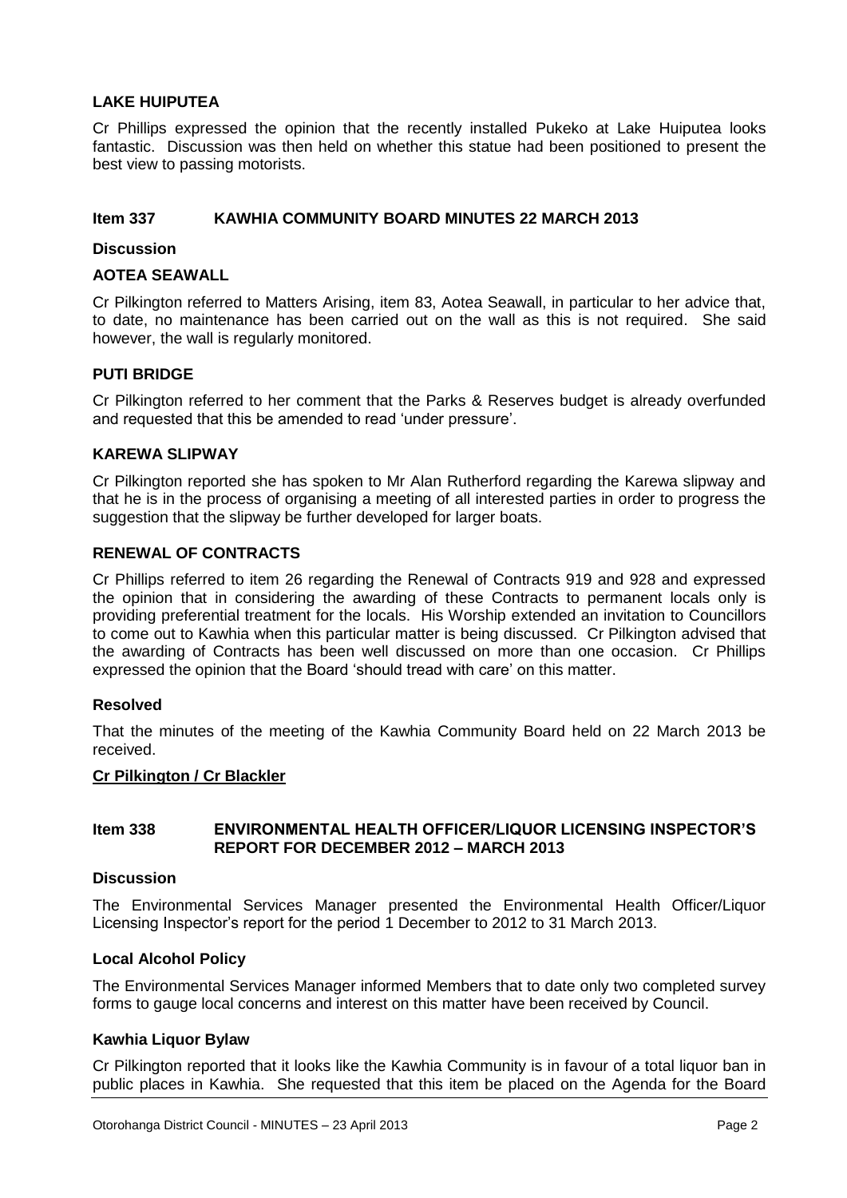**LAKE HUIPUTEA**

Cr Phillips expressed the opinion that the recently installed Pukeko at Lake Huiputea looks fantastic. Discussion was then held on whether this statue had been positioned to present the best view to passing motorists.

## Item 337 KAWHIA COMMUNITY BOARD MINUTES 22 MARCH 2013

**Discussion**

**AOTEA SEAWALL**

Cr Pilkington referred to Matters Arising, item 83, Aotea Seawall, in particular to her advice that, to date, no maintenance has been carried out on the wall as this is not required. She said however, the wall is regularly monitored.

**PUTI BRIDGE**

Cr Pilkington referred to her comment that the Parks & Reserves budget is already overfunded and requested that this be amended to read 'under pressure'.

**KAREWA SLIPWAY**

Cr Pilkington reported she has spoken to Mr Alan Rutherford regarding the Karewa slipway and that he is in the process of organising a meeting of all interested parties in order to progress the suggestion that the slipway be further developed for larger boats.

**RENEWAL OF CONTRACTS**

Cr Phillips referred to item 26 regarding the Renewal of Contracts 919 and 928 and expressed the opinion that in considering the awarding of these Contracts to permanent locals only is providing preferential treatment for the locals. His Worship extended an invitation to Councillors to come out to Kawhia when this particular matter is being discussed. Cr Pilkington advised that the awarding of Contracts has been well discussed on more than one occasion. Cr Phillips expressed the opinion that the Board 'should tread with care' on this matter.

**Resolved**

That the minutes of the meeting of the Kawhia Community Board held on 22 March 2013 be received.

**Cr Pilkington / Cr Blackler**

## Item 338 ENVIRONMENTAL HEALTH OFFICER/LIQUOR LICENSING INSPECTOR'S REPORT FOR DECEMBER 2012 – MARCH 2013

**Discussion**

The Environmental Services Manager presented the Environmental Health Officer/Liquor Licensing Inspector's report for the period 1 December to 2012 to 31 March 2013.

**Local Alcohol Policy**

The Environmental Services Manager informed Members that to date only two completed survey forms to gauge local concerns and interest on this matter have been received by Council.

**Kawhia Liquor Bylaw**

Cr Pilkington reported that it looks like the Kawhia Community is in favour of a total liquor ban in public places in Kawhia. She requested that this item be placed on the Agenda for the Board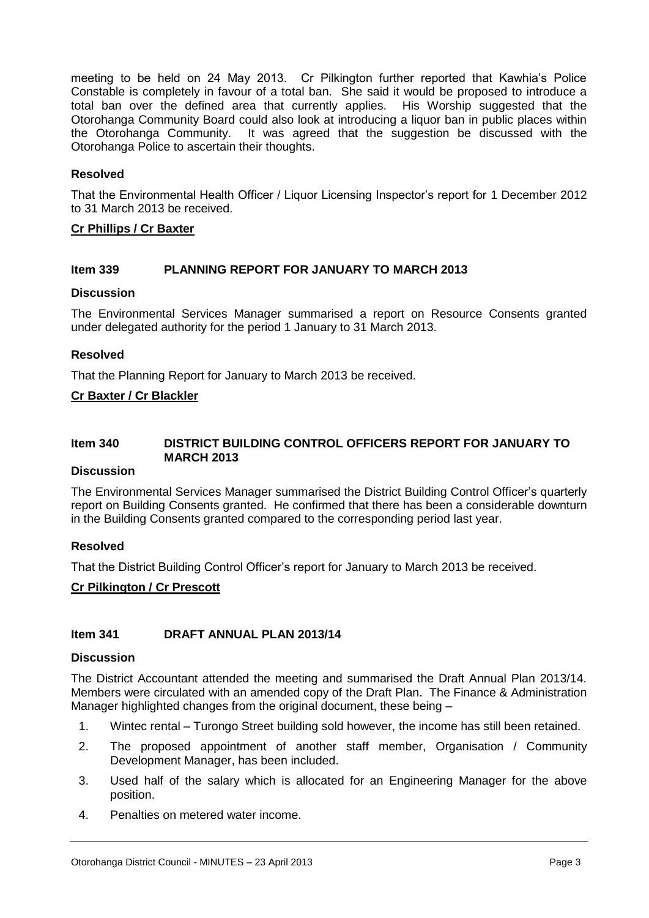meeting to be held on 24 May 2013. Cr Pilkington further reported that Kawhia's Police Constable is completely in favour of a total ban. She said it would be proposed to introduce a total ban over the defined area that currently applies. His Worship suggested that the Otorohanga Community Board could also look at introducing a liquor ban in public places within the Otorohanga Community. It was agreed that the suggestion be discussed with the Otorohanga Police to ascertain their thoughts.

**Resolved**

That the Environmental Health Officer / Liquor Licensing Inspector's report for 1 December 2012 to 31 March 2013 be received.

**Cr Phillips / Cr Baxter**

**Item 339 PLANNING REPORT FOR JANUARY TO MARCH 2013**

**Discussion**

The Environmental Services Manager summarised a report on Resource Consents granted under delegated authority for the period 1 January to 31 March 2013.

**Resolved**

That the Planning Report for January to March 2013 be received.

**Cr Baxter / Cr Blackler**

**Item 340 DISTRICT BUILDING CONTROL OFFICERS REPORT FOR JANUARY TO MARCH 2013**

**Discussion**

The Environmental Services Manager summarised the District Building Control Officer's quarterly report on Building Consents granted. He confirmed that there has been a considerable downturn in the Building Consents granted compared to the corresponding period last year.

**Resolved**

That the District Building Control Officer's report for January to March 2013 be received.

**Cr Pilkington / Cr Prescott**

**Item 341 DRAFT ANNUAL PLAN 2013/14**

**Discussion**

The District Accountant attended the meeting and summarised the Draft Annual Plan 2013/14. Members were circulated with an amended copy of the Draft Plan. The Finance & Administration Manager highlighted changes from the original document, these being –

1. Wintec rental – Turongo Street building sold however, the income has still been retained.
2. The proposed appointment of another staff member, Organisation / Community Development Manager, has been included.
3. Used half of the salary which is allocated for an Engineering Manager for the above position.
4. Penalties on metered water income.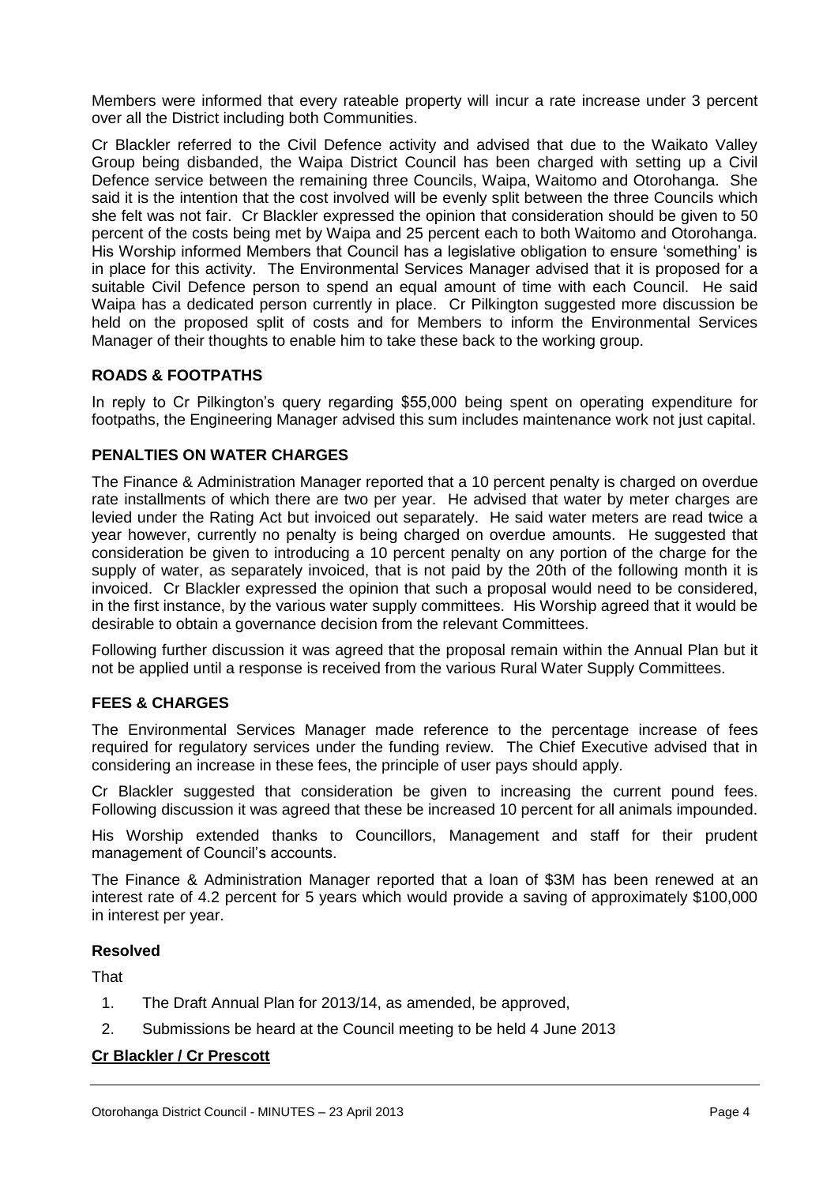Members were informed that every rateable property will incur a rate increase under 3 percent over all the District including both Communities.

Cr Blackler referred to the Civil Defence activity and advised that due to the Waikato Valley Group being disbanded, the Waipa District Council has been charged with setting up a Civil Defence service between the remaining three Councils, Waipa, Waitomo and Otorohanga. She said it is the intention that the cost involved will be evenly split between the three Councils which she felt was not fair. Cr Blackler expressed the opinion that consideration should be given to 50 percent of the costs being met by Waipa and 25 percent each to both Waitomo and Otorohanga. His Worship informed Members that Council has a legislative obligation to ensure 'something' is in place for this activity. The Environmental Services Manager advised that it is proposed for a suitable Civil Defence person to spend an equal amount of time with each Council. He said Waipa has a dedicated person currently in place. Cr Pilkington suggested more discussion be held on the proposed split of costs and for Members to inform the Environmental Services Manager of their thoughts to enable him to take these back to the working group.

**ROADS & FOOTPATHS**

In reply to Cr Pilkington's query regarding $55,000 being spent on operating expenditure for footpaths, the Engineering Manager advised this sum includes maintenance work not just capital.

**PENALTIES ON WATER CHARGES**

The Finance & Administration Manager reported that a 10 percent penalty is charged on overdue rate installments of which there are two per year. He advised that water by meter charges are levied under the Rating Act but invoiced out separately. He said water meters are read twice a year however, currently no penalty is being charged on overdue amounts. He suggested that consideration be given to introducing a 10 percent penalty on any portion of the charge for the supply of water, as separately invoiced, that is not paid by the 20th of the following month it is invoiced. Cr Blackler expressed the opinion that such a proposal would need to be considered, in the first instance, by the various water supply committees. His Worship agreed that it would be desirable to obtain a governance decision from the relevant Committees.

Following further discussion it was agreed that the proposal remain within the Annual Plan but it not be applied until a response is received from the various Rural Water Supply Committees.

**FEES & CHARGES**

The Environmental Services Manager made reference to the percentage increase of fees required for regulatory services under the funding review. The Chief Executive advised that in considering an increase in these fees, the principle of user pays should apply.

Cr Blackler suggested that consideration be given to increasing the current pound fees. Following discussion it was agreed that these be increased 10 percent for all animals impounded.

His Worship extended thanks to Councillors, Management and staff for their prudent management of Council's accounts.

The Finance & Administration Manager reported that a loan of $3M has been renewed at an interest rate of 4.2 percent for 5 years which would provide a saving of approximately $100,000 in interest per year.

**Resolved**

That

1. The Draft Annual Plan for 2013/14, as amended, be approved,
2. Submissions be heard at the Council meeting to be held 4 June 2013

**Cr Blackler / Cr Prescott**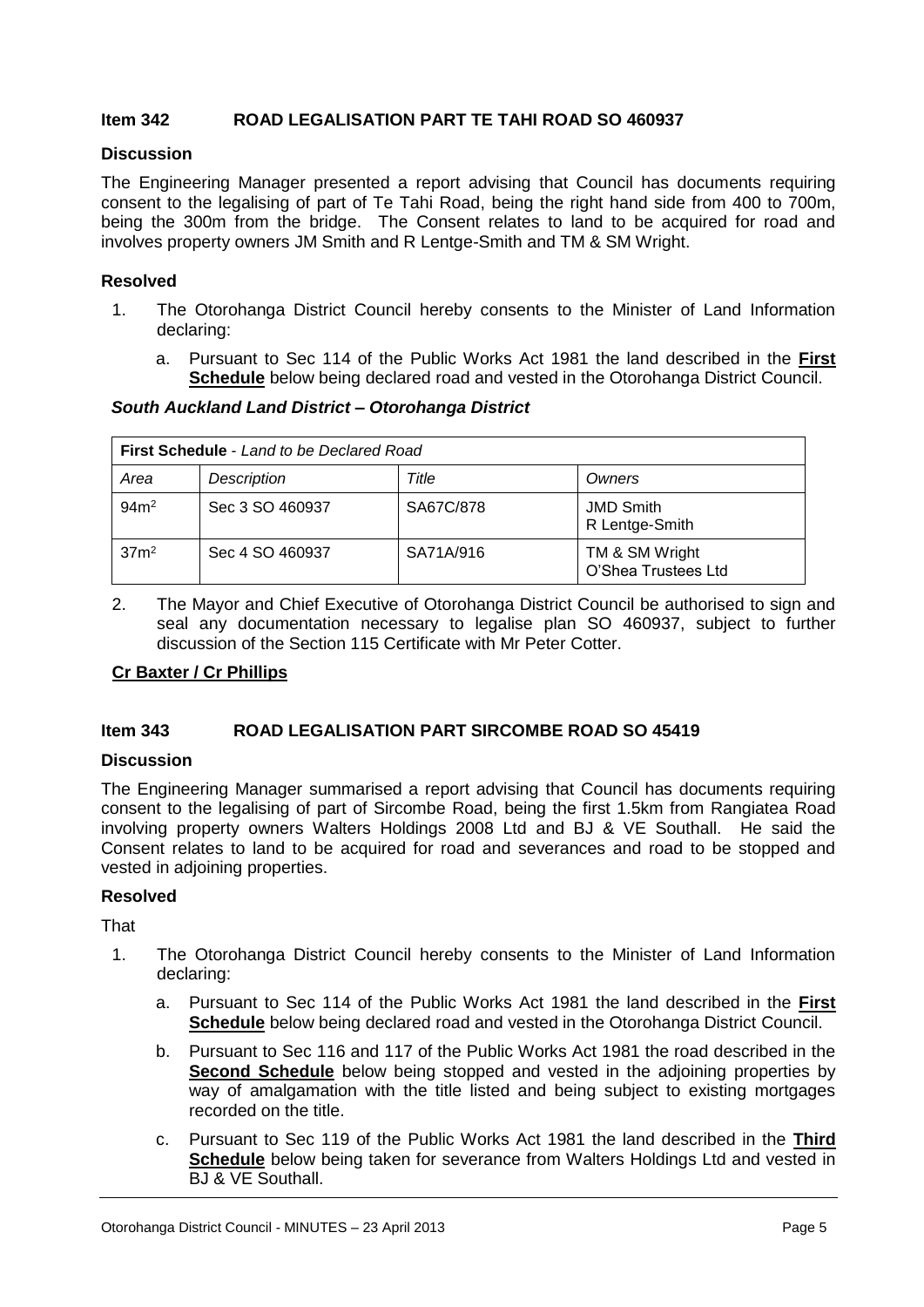### Item 342 ROAD LEGALISATION PART TE TAHI ROAD SO 460937

**Discussion**

The Engineering Manager presented a report advising that Council has documents requiring consent to the legalising of part of Te Tahi Road, being the right hand side from 400 to 700m, being the 300m from the bridge. The Consent relates to land to be acquired for road and involves property owners JM Smith and R Lentge-Smith and TM & SM Wright.

**Resolved**

1. The Otorohanga District Council hereby consents to the Minister of Land Information declaring:
   a. Pursuant to Sec 114 of the Public Works Act 1981 the land described in the **First Schedule** below being declared road and vested in the Otorohanga District Council.

***South Auckland Land District – Otorohanga District***

| **First Schedule** - *Land to be Declared Road* | | | |
|---|---|---|---|
| *Area* | *Description* | *Title* | *Owners* |
| $94m^2$ | Sec 3 SO 460937 | SA67C/878 | JMD Smith<br>R Lentge-Smith |
| $37m^2$ | Sec 4 SO 460937 | SA71A/916 | TM & SM Wright<br>O'Shea Trustees Ltd |

2. The Mayor and Chief Executive of Otorohanga District Council be authorised to sign and seal any documentation necessary to legalise plan SO 460937, subject to further discussion of the Section 115 Certificate with Mr Peter Cotter.

**Cr Baxter / Cr Phillips**

### Item 343 ROAD LEGALISATION PART SIRCOMBE ROAD SO 45419

**Discussion**

The Engineering Manager summarised a report advising that Council has documents requiring consent to the legalising of part of Sircombe Road, being the first 1.5km from Rangiatea Road involving property owners Walters Holdings 2008 Ltd and BJ & VE Southall. He said the Consent relates to land to be acquired for road and severances and road to be stopped and vested in adjoining properties.

**Resolved**

That

1. The Otorohanga District Council hereby consents to the Minister of Land Information declaring:
   a. Pursuant to Sec 114 of the Public Works Act 1981 the land described in the **First Schedule** below being declared road and vested in the Otorohanga District Council.
   b. Pursuant to Sec 116 and 117 of the Public Works Act 1981 the road described in the **Second Schedule** below being stopped and vested in the adjoining properties by way of amalgamation with the title listed and being subject to existing mortgages recorded on the title.
   c. Pursuant to Sec 119 of the Public Works Act 1981 the land described in the **Third Schedule** below being taken for severance from Walters Holdings Ltd and vested in BJ & VE Southall.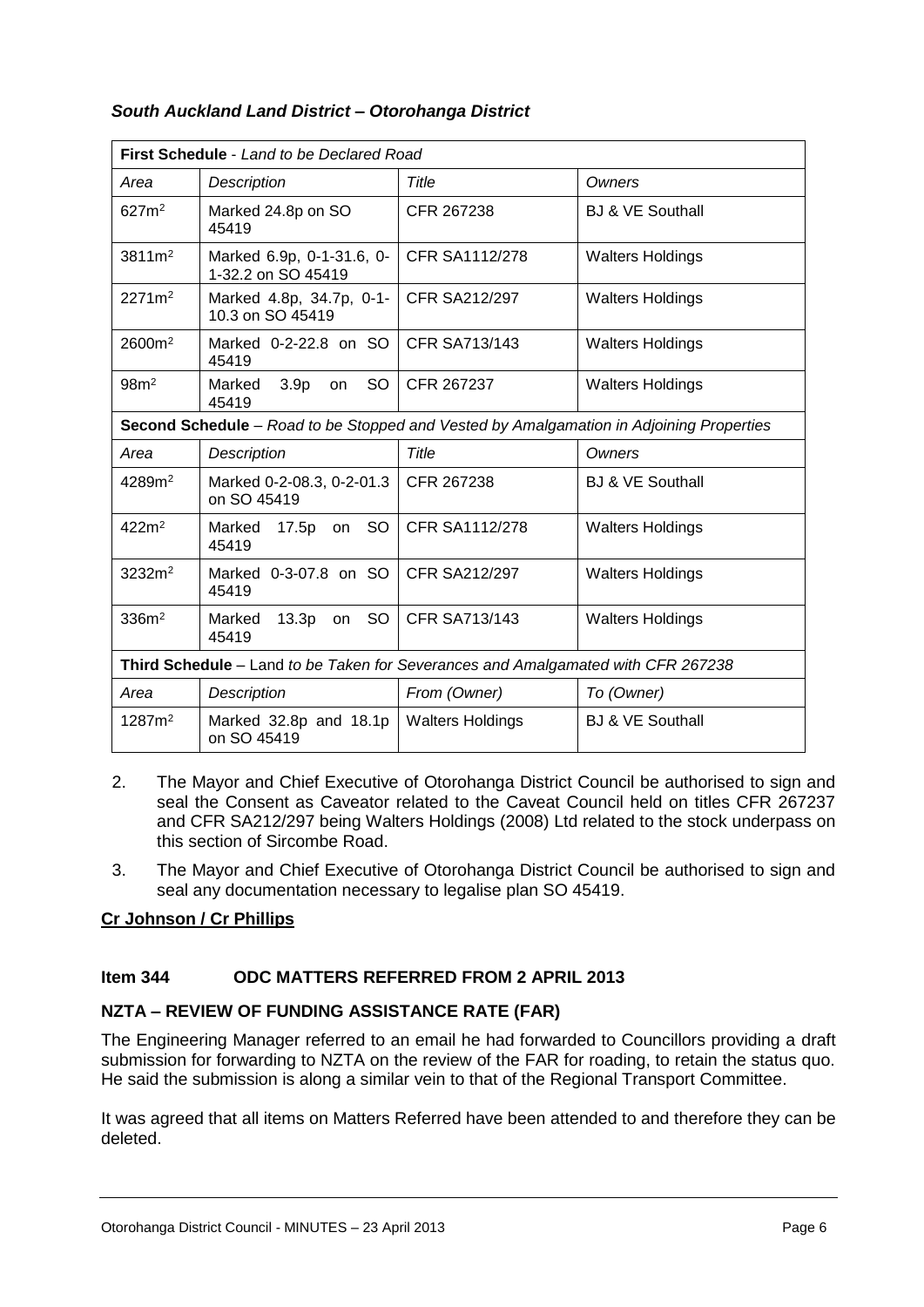***South Auckland Land District – Otorohanga District***

| **First Schedule** - *Land to be Declared Road* | | | |
|---|---|---|---|
| *Area* | *Description* | *Title* | *Owners* |
| $627m^2$ | Marked 24.8p on SO 45419 | CFR 267238 | BJ & VE Southall |
| $3811m^2$ | Marked 6.9p, 0-1-31.6, 0-1-32.2 on SO 45419 | CFR SA1112/278 | Walters Holdings |
| $2271m^2$ | Marked 4.8p, 34.7p, 0-1-10.3 on SO 45419 | CFR SA212/297 | Walters Holdings |
| $2600m^2$ | Marked 0-2-22.8 on SO 45419 | CFR SA713/143 | Walters Holdings |
| $98m^2$ | Marked 3.9p on SO 45419 | CFR 267237 | Walters Holdings |
| **Second Schedule** – *Road to be Stopped and Vested by Amalgamation in Adjoining Properties* | | | |
| *Area* | *Description* | *Title* | *Owners* |
| $4289m^2$ | Marked 0-2-08.3, 0-2-01.3 on SO 45419 | CFR 267238 | BJ & VE Southall |
| $422m^2$ | Marked 17.5p on SO 45419 | CFR SA1112/278 | Walters Holdings |
| $3232m^2$ | Marked 0-3-07.8 on SO 45419 | CFR SA212/297 | Walters Holdings |
| $336m^2$ | Marked 13.3p on SO 45419 | CFR SA713/143 | Walters Holdings |
| **Third Schedule** – Land *to be Taken for Severances and Amalgamated with CFR 267238* | | | |
| *Area* | *Description* | *From (Owner)* | *To (Owner)* |
| $1287m^2$ | Marked 32.8p and 18.1p on SO 45419 | Walters Holdings | BJ & VE Southall |

2. The Mayor and Chief Executive of Otorohanga District Council be authorised to sign and seal the Consent as Caveator related to the Caveat Council held on titles CFR 267237 and CFR SA212/297 being Walters Holdings (2008) Ltd related to the stock underpass on this section of Sircombe Road.

3. The Mayor and Chief Executive of Otorohanga District Council be authorised to sign and seal any documentation necessary to legalise plan SO 45419.

**Cr Johnson / Cr Phillips**

## Item 344 ODC MATTERS REFERRED FROM 2 APRIL 2013

### NZTA – REVIEW OF FUNDING ASSISTANCE RATE (FAR)

The Engineering Manager referred to an email he had forwarded to Councillors providing a draft submission for forwarding to NZTA on the review of the FAR for roading, to retain the status quo. He said the submission is along a similar vein to that of the Regional Transport Committee.

It was agreed that all items on Matters Referred have been attended to and therefore they can be deleted.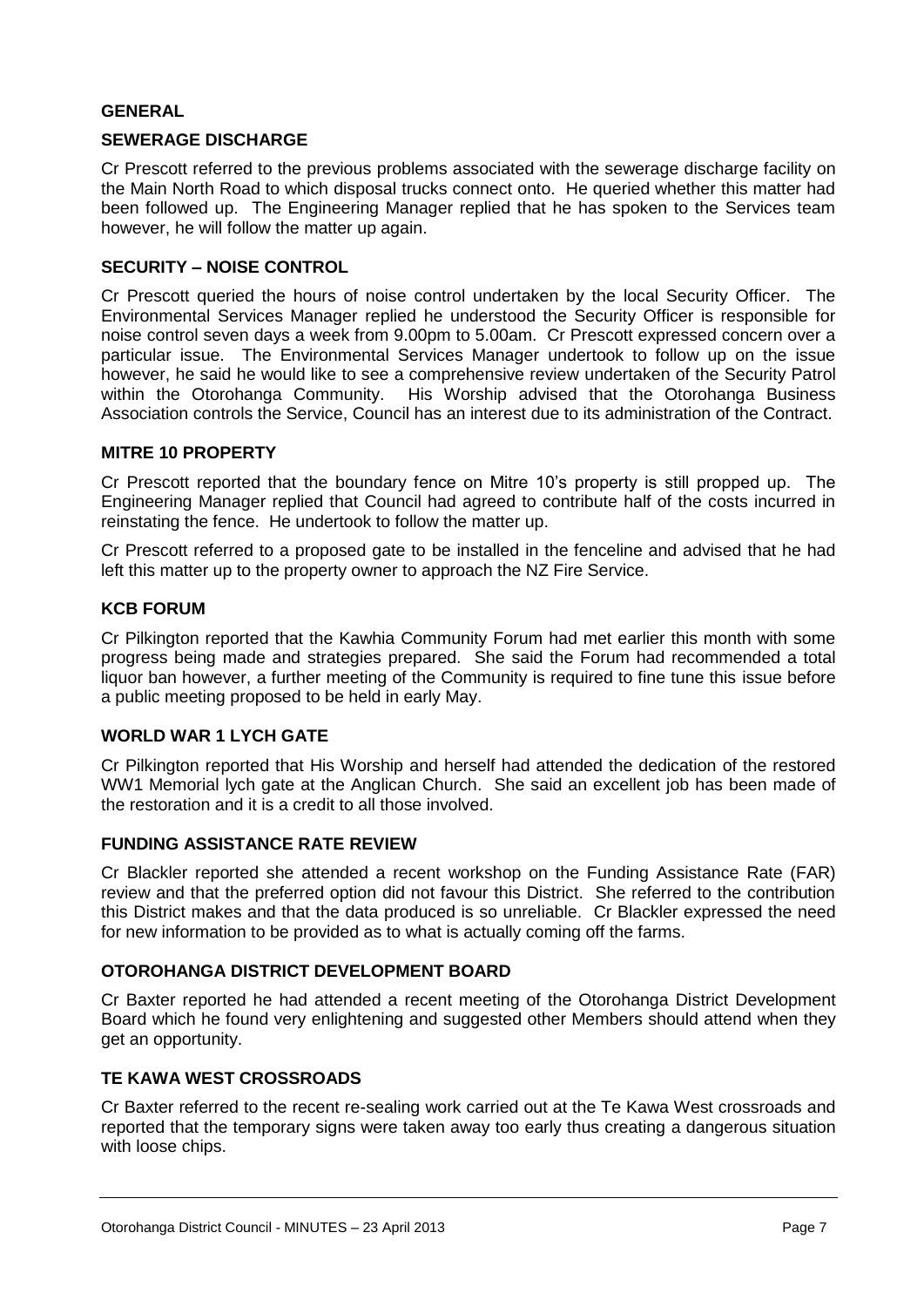## GENERAL

### SEWERAGE DISCHARGE

Cr Prescott referred to the previous problems associated with the sewerage discharge facility on the Main North Road to which disposal trucks connect onto. He queried whether this matter had been followed up. The Engineering Manager replied that he has spoken to the Services team however, he will follow the matter up again.

### SECURITY – NOISE CONTROL

Cr Prescott queried the hours of noise control undertaken by the local Security Officer. The Environmental Services Manager replied he understood the Security Officer is responsible for noise control seven days a week from 9.00pm to 5.00am. Cr Prescott expressed concern over a particular issue. The Environmental Services Manager undertook to follow up on the issue however, he said he would like to see a comprehensive review undertaken of the Security Patrol within the Otorohanga Community. His Worship advised that the Otorohanga Business Association controls the Service, Council has an interest due to its administration of the Contract.

### MITRE 10 PROPERTY

Cr Prescott reported that the boundary fence on Mitre 10's property is still propped up. The Engineering Manager replied that Council had agreed to contribute half of the costs incurred in reinstating the fence. He undertook to follow the matter up.

Cr Prescott referred to a proposed gate to be installed in the fenceline and advised that he had left this matter up to the property owner to approach the NZ Fire Service.

### KCB FORUM

Cr Pilkington reported that the Kawhia Community Forum had met earlier this month with some progress being made and strategies prepared. She said the Forum had recommended a total liquor ban however, a further meeting of the Community is required to fine tune this issue before a public meeting proposed to be held in early May.

### WORLD WAR 1 LYCH GATE

Cr Pilkington reported that His Worship and herself had attended the dedication of the restored WW1 Memorial lych gate at the Anglican Church. She said an excellent job has been made of the restoration and it is a credit to all those involved.

### FUNDING ASSISTANCE RATE REVIEW

Cr Blackler reported she attended a recent workshop on the Funding Assistance Rate (FAR) review and that the preferred option did not favour this District. She referred to the contribution this District makes and that the data produced is so unreliable. Cr Blackler expressed the need for new information to be provided as to what is actually coming off the farms.

### OTOROHANGA DISTRICT DEVELOPMENT BOARD

Cr Baxter reported he had attended a recent meeting of the Otorohanga District Development Board which he found very enlightening and suggested other Members should attend when they get an opportunity.

### TE KAWA WEST CROSSROADS

Cr Baxter referred to the recent re-sealing work carried out at the Te Kawa West crossroads and reported that the temporary signs were taken away too early thus creating a dangerous situation with loose chips.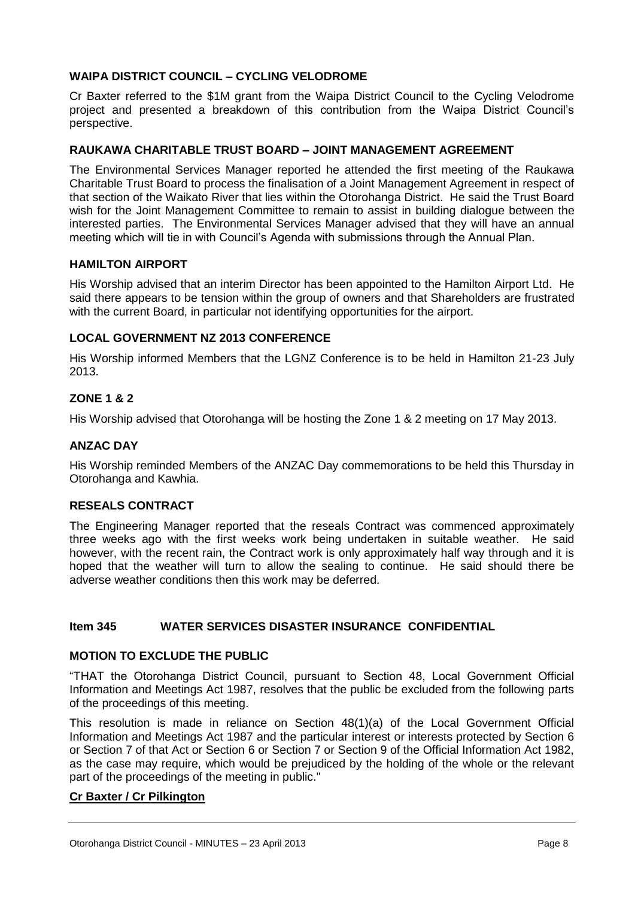**WAIPA DISTRICT COUNCIL – CYCLING VELODROME**

Cr Baxter referred to the $1M grant from the Waipa District Council to the Cycling Velodrome project and presented a breakdown of this contribution from the Waipa District Council's perspective.

**RAUKAWA CHARITABLE TRUST BOARD – JOINT MANAGEMENT AGREEMENT**

The Environmental Services Manager reported he attended the first meeting of the Raukawa Charitable Trust Board to process the finalisation of a Joint Management Agreement in respect of that section of the Waikato River that lies within the Otorohanga District. He said the Trust Board wish for the Joint Management Committee to remain to assist in building dialogue between the interested parties. The Environmental Services Manager advised that they will have an annual meeting which will tie in with Council's Agenda with submissions through the Annual Plan.

**HAMILTON AIRPORT**

His Worship advised that an interim Director has been appointed to the Hamilton Airport Ltd. He said there appears to be tension within the group of owners and that Shareholders are frustrated with the current Board, in particular not identifying opportunities for the airport.

**LOCAL GOVERNMENT NZ 2013 CONFERENCE**

His Worship informed Members that the LGNZ Conference is to be held in Hamilton 21-23 July 2013.

**ZONE 1 & 2**

His Worship advised that Otorohanga will be hosting the Zone 1 & 2 meeting on 17 May 2013.

**ANZAC DAY**

His Worship reminded Members of the ANZAC Day commemorations to be held this Thursday in Otorohanga and Kawhia.

**RESEALS CONTRACT**

The Engineering Manager reported that the reseals Contract was commenced approximately three weeks ago with the first weeks work being undertaken in suitable weather. He said however, with the recent rain, the Contract work is only approximately half way through and it is hoped that the weather will turn to allow the sealing to continue. He said should there be adverse weather conditions then this work may be deferred.

**Item 345 WATER SERVICES DISASTER INSURANCE CONFIDENTIAL**

**MOTION TO EXCLUDE THE PUBLIC**

"THAT the Otorohanga District Council, pursuant to Section 48, Local Government Official Information and Meetings Act 1987, resolves that the public be excluded from the following parts of the proceedings of this meeting.

This resolution is made in reliance on Section 48(1)(a) of the Local Government Official Information and Meetings Act 1987 and the particular interest or interests protected by Section 6 or Section 7 of that Act or Section 6 or Section 7 or Section 9 of the Official Information Act 1982, as the case may require, which would be prejudiced by the holding of the whole or the relevant part of the proceedings of the meeting in public."

**Cr Baxter / Cr Pilkington**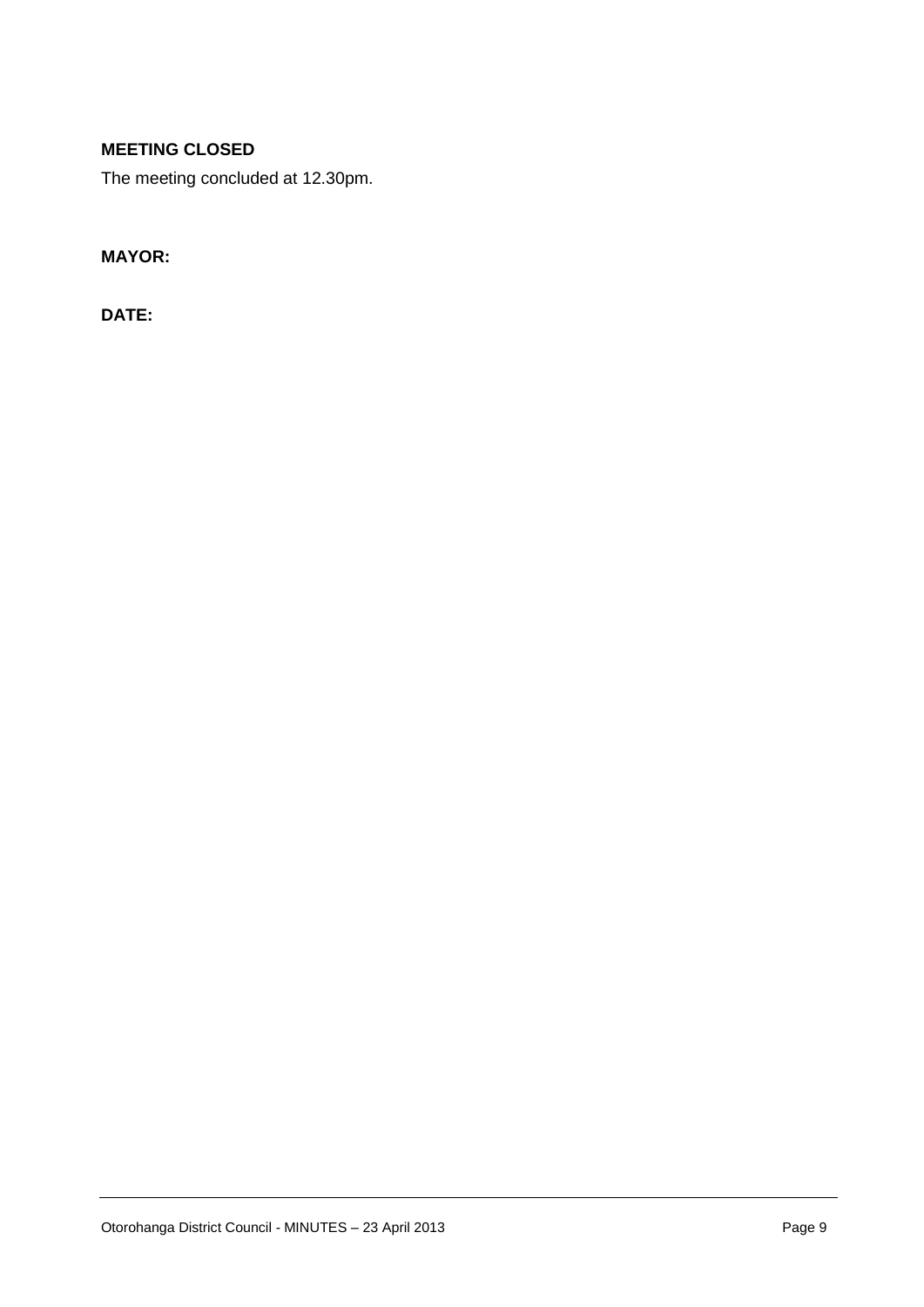**MEETING CLOSED**

The meeting concluded at 12.30pm.

**MAYOR:**

**DATE:**